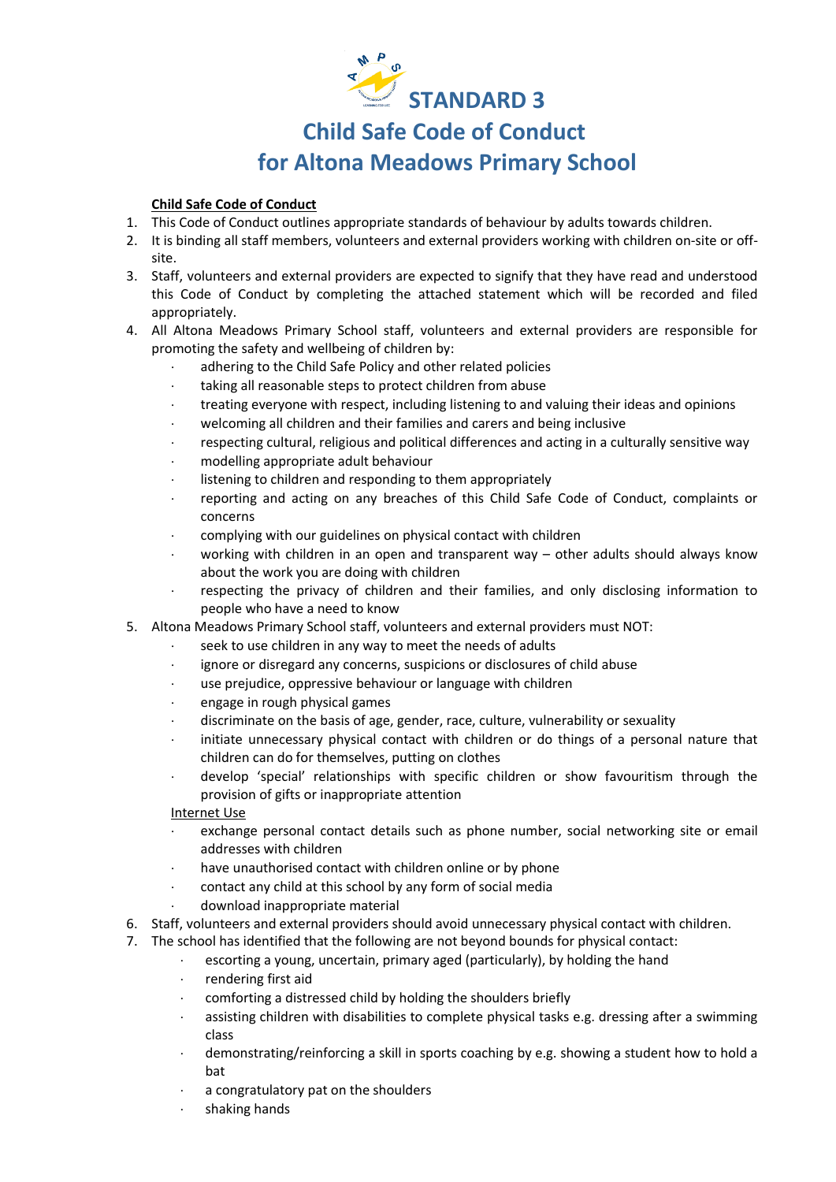# STANDARD 3

# Child Safe Code of Conduct for Altona Meadows Primary School

**Child Safe Code of Conduct**

1. This Code of Conduct outlines appropriate standards of behaviour by adults towards children.
2. It is binding all staff members, volunteers and external providers working with children on-site or off-site.
3. Staff, volunteers and external providers are expected to signify that they have read and understood this Code of Conduct by completing the attached statement which will be recorded and filed appropriately.
4. All Altona Meadows Primary School staff, volunteers and external providers are responsible for promoting the safety and wellbeing of children by:
   - adhering to the Child Safe Policy and other related policies
   - taking all reasonable steps to protect children from abuse
   - treating everyone with respect, including listening to and valuing their ideas and opinions
   - welcoming all children and their families and carers and being inclusive
   - respecting cultural, religious and political differences and acting in a culturally sensitive way
   - modelling appropriate adult behaviour
   - listening to children and responding to them appropriately
   - reporting and acting on any breaches of this Child Safe Code of Conduct, complaints or concerns
   - complying with our guidelines on physical contact with children
   - working with children in an open and transparent way – other adults should always know about the work you are doing with children
   - respecting the privacy of children and their families, and only disclosing information to people who have a need to know
5. Altona Meadows Primary School staff, volunteers and external providers must NOT:
   - seek to use children in any way to meet the needs of adults
   - ignore or disregard any concerns, suspicions or disclosures of child abuse
   - use prejudice, oppressive behaviour or language with children
   - engage in rough physical games
   - discriminate on the basis of age, gender, race, culture, vulnerability or sexuality
   - initiate unnecessary physical contact with children or do things of a personal nature that children can do for themselves, putting on clothes
   - develop 'special' relationships with specific children or show favouritism through the provision of gifts or inappropriate attention

   Internet Use
   - exchange personal contact details such as phone number, social networking site or email addresses with children
   - have unauthorised contact with children online or by phone
   - contact any child at this school by any form of social media
   - download inappropriate material
6. Staff, volunteers and external providers should avoid unnecessary physical contact with children.
7. The school has identified that the following are not beyond bounds for physical contact:
   - escorting a young, uncertain, primary aged (particularly), by holding the hand
   - rendering first aid
   - comforting a distressed child by holding the shoulders briefly
   - assisting children with disabilities to complete physical tasks e.g. dressing after a swimming class
   - demonstrating/reinforcing a skill in sports coaching by e.g. showing a student how to hold a bat
   - a congratulatory pat on the shoulders
   - shaking hands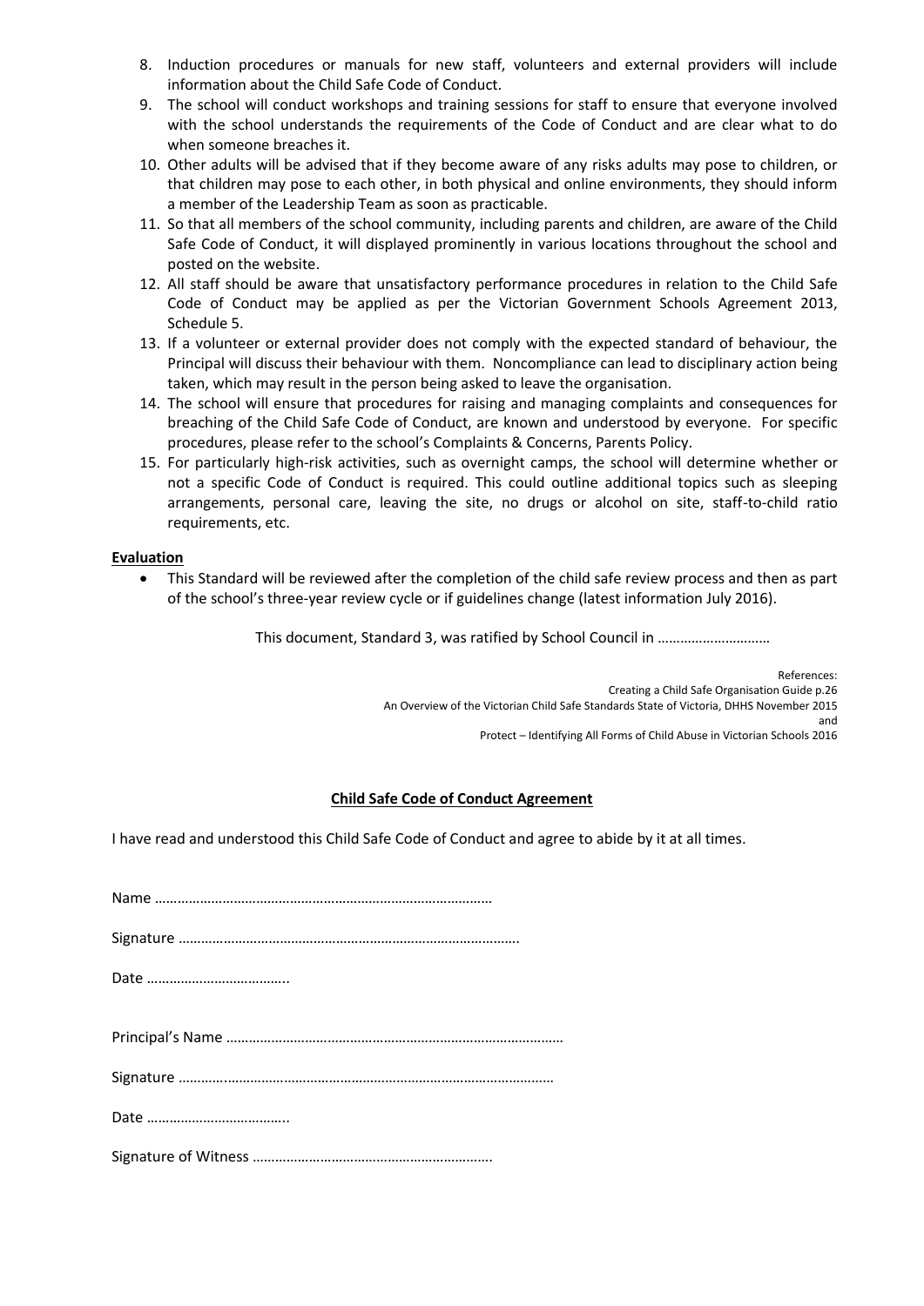8. Induction procedures or manuals for new staff, volunteers and external providers will include information about the Child Safe Code of Conduct.
9. The school will conduct workshops and training sessions for staff to ensure that everyone involved with the school understands the requirements of the Code of Conduct and are clear what to do when someone breaches it.
10. Other adults will be advised that if they become aware of any risks adults may pose to children, or that children may pose to each other, in both physical and online environments, they should inform a member of the Leadership Team as soon as practicable.
11. So that all members of the school community, including parents and children, are aware of the Child Safe Code of Conduct, it will displayed prominently in various locations throughout the school and posted on the website.
12. All staff should be aware that unsatisfactory performance procedures in relation to the Child Safe Code of Conduct may be applied as per the Victorian Government Schools Agreement 2013, Schedule 5.
13. If a volunteer or external provider does not comply with the expected standard of behaviour, the Principal will discuss their behaviour with them. Noncompliance can lead to disciplinary action being taken, which may result in the person being asked to leave the organisation.
14. The school will ensure that procedures for raising and managing complaints and consequences for breaching of the Child Safe Code of Conduct, are known and understood by everyone. For specific procedures, please refer to the school's Complaints & Concerns, Parents Policy.
15. For particularly high-risk activities, such as overnight camps, the school will determine whether or not a specific Code of Conduct is required. This could outline additional topics such as sleeping arrangements, personal care, leaving the site, no drugs or alcohol on site, staff-to-child ratio requirements, etc.

**Evaluation**

- This Standard will be reviewed after the completion of the child safe review process and then as part of the school's three-year review cycle or if guidelines change (latest information July 2016).

This document, Standard 3, was ratified by School Council in …………………………

References:
Creating a Child Safe Organisation Guide p.26
An Overview of the Victorian Child Safe Standards State of Victoria, DHHS November 2015
and
Protect – Identifying All Forms of Child Abuse in Victorian Schools 2016

**Child Safe Code of Conduct Agreement**

I have read and understood this Child Safe Code of Conduct and agree to abide by it at all times.

Name ……………………………………………………………………………

Signature ……………………………………………………………………………..

Date ………………………………..

Principal's Name ……………………………………………………………………………

Signature ……………………………………………………………………………………

Date ………………………………..

Signature of Witness ……………………………………………………….